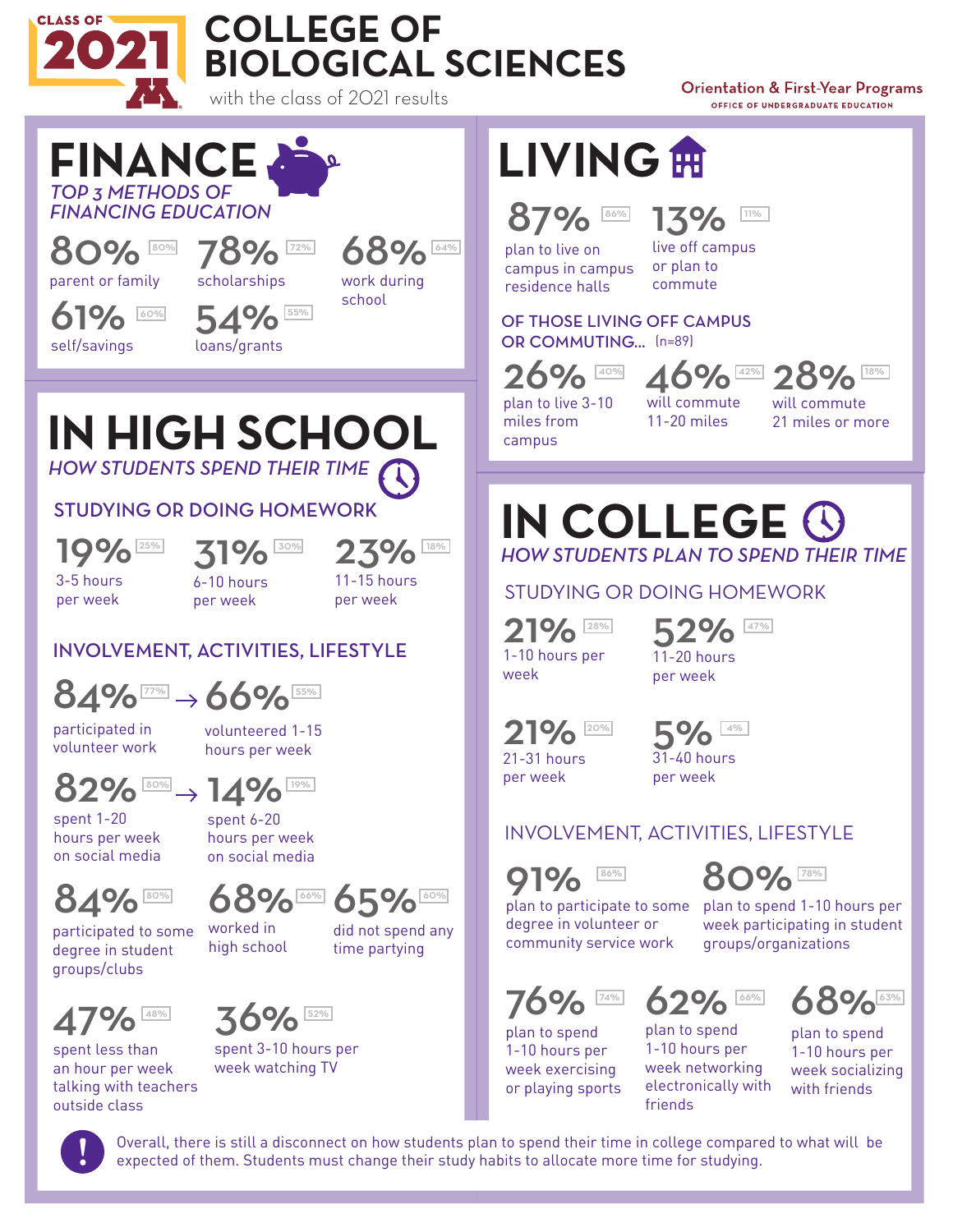CLASS OF 2021

# COLLEGE OF BIOLOGICAL SCIENCES

with the class of 2021 results

Orientation & First-Year Programs
OFFICE OF UNDERGRADUATE EDUCATION

## FINANCE

*TOP 3 METHODS OF FINANCING EDUCATION*

- **80%** [80%] parent or family
- **78%** [72%] scholarships
- **68%** [64%] work during school
- **61%** [60%] self/savings
- **54%** [55%] loans/grants

## IN HIGH SCHOOL

*HOW STUDENTS SPEND THEIR TIME*

### STUDYING OR DOING HOMEWORK

- **19%** [25%] 3-5 hours per week
- **31%** [30%] 6-10 hours per week
- **23%** [18%] 11-15 hours per week

### INVOLVEMENT, ACTIVITIES, LIFESTYLE

- **84%** [77%] participated in volunteer work → **66%** [55%] volunteered 1-15 hours per week
- **82%** [80%] spent 1-20 hours per week on social media → **14%** [19%] spent 6-20 hours per week on social media
- **84%** [80%] participated to some degree in student groups/clubs
- **68%** [66%] worked in high school
- **65%** [60%] did not spend any time partying
- **47%** [48%] spent less than an hour per week talking with teachers outside class
- **36%** [52%] spent 3-10 hours per week watching TV

## LIVING

- **87%** [86%] plan to live on campus in campus residence halls
- **13%** [11%] live off campus or plan to commute

### OF THOSE LIVING OFF CAMPUS OR COMMUTING... (n=89)

- **26%** [40%] plan to live 3-10 miles from campus
- **46%** [42%] will commute 11-20 miles
- **28%** [18%] will commute 21 miles or more

## IN COLLEGE

*HOW STUDENTS PLAN TO SPEND THEIR TIME*

### STUDYING OR DOING HOMEWORK

- **21%** [28%] 1-10 hours per week
- **52%** [47%] 11-20 hours per week
- **21%** [20%] 21-31 hours per week
- **5%** [4%] 31-40 hours per week

### INVOLVEMENT, ACTIVITIES, LIFESTYLE

- **91%** [86%] plan to participate to some degree in volunteer or community service work
- **80%** [78%] plan to spend 1-10 hours per week participating in student groups/organizations
- **76%** [74%] plan to spend 1-10 hours per week exercising or playing sports
- **62%** [66%] plan to spend 1-10 hours per week networking electronically with friends
- **68%** [63%] plan to spend 1-10 hours per week socializing with friends

**!** Overall, there is still a disconnect on how students plan to spend their time in college compared to what will be expected of them. Students must change their study habits to allocate more time for studying.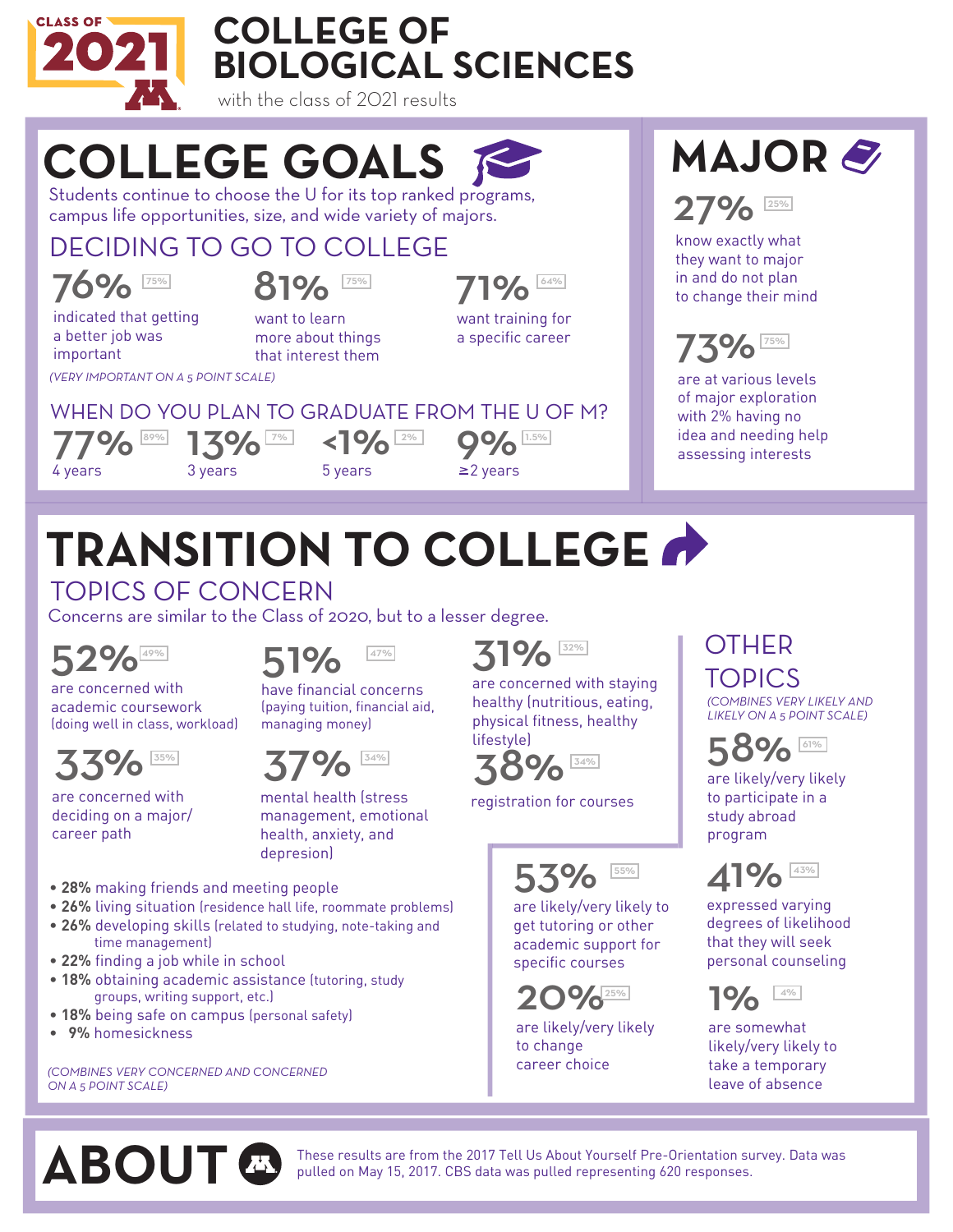CLASS OF 2021

# COLLEGE OF BIOLOGICAL SCIENCES

with the class of 2021 results

## COLLEGE GOALS

Students continue to choose the U for its top ranked programs, campus life opportunities, size, and wide variety of majors.

### DECIDING TO GO TO COLLEGE

**76%** [75%] indicated that getting a better job was important

**81%** [75%] want to learn more about things that interest them

**71%** [64%] want training for a specific career

*(VERY IMPORTANT ON A 5 POINT SCALE)*

### WHEN DO YOU PLAN TO GRADUATE FROM THE U OF M?

**77%** [89%] 4 years

**13%** [7%] 3 years

**<1%** [2%] 5 years

**9%** [1.5%] ≥2 years

## MAJOR

**27%** [25%] know exactly what they want to major in and do not plan to change their mind

**73%** [75%] are at various levels of major exploration with 2% having no idea and needing help assessing interests

## TRANSITION TO COLLEGE

### TOPICS OF CONCERN

Concerns are similar to the Class of 2020, but to a lesser degree.

**52%** [49%] are concerned with academic coursework (doing well in class, workload)

**51%** [47%] have financial concerns (paying tuition, financial aid, managing money)

**31%** [32%] are concerned with staying healthy (nutritious, eating, physical fitness, healthy lifestyle)

**33%** [35%] are concerned with deciding on a major/ career path

**37%** [34%] mental health (stress management, emotional health, anxiety, and depresion)

**38%** [34%] registration for courses

- **28%** making friends and meeting people
- **26%** living situation (residence hall life, roommate problems)
- **26%** developing skills (related to studying, note-taking and time management)
- **22%** finding a job while in school
- **18%** obtaining academic assistance (tutoring, study groups, writing support, etc.)
- **18%** being safe on campus (personal safety)
- **9%** homesickness

*(COMBINES VERY CONCERNED AND CONCERNED ON A 5 POINT SCALE)*

### OTHER TOPICS

*(COMBINES VERY LIKELY AND LIKELY ON A 5 POINT SCALE)*

**58%** [61%] are likely/very likely to participate in a study abroad program

**53%** [55%] are likely/very likely to get tutoring or other academic support for specific courses

**41%** [43%] expressed varying degrees of likelihood that they will seek personal counseling

**20%** [25%] are likely/very likely to change career choice

**1%** [4%] are somewhat likely/very likely to take a temporary leave of absence

## ABOUT

These results are from the 2017 Tell Us About Yourself Pre-Orientation survey. Data was pulled on May 15, 2017. CBS data was pulled representing 620 responses.